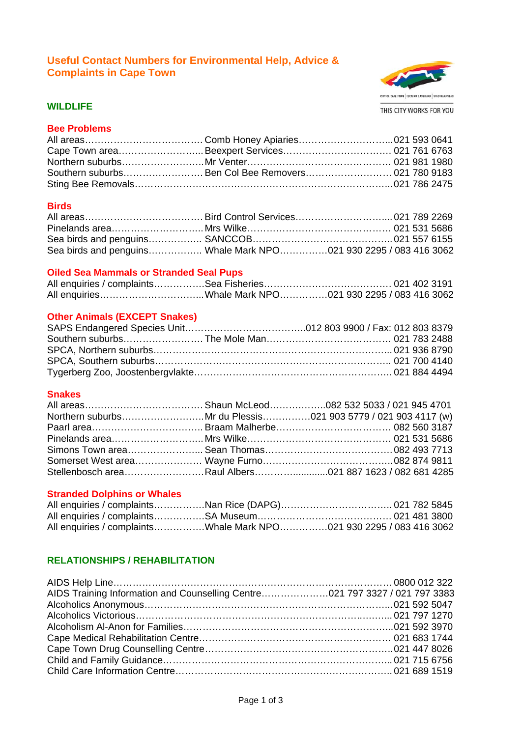# Useful Contact Numbers for Environmental Help, Advice & Complaints in Cape Town

## WILDLIFE

### Bee Problems

All areas……………………………… Comb Honey Apiaries………………………...021 593 0641
Cape Town area……………………... Beexpert Services…………………………… 021 761 6763
Northern suburbs…………………….Mr Venter……………………………………… 021 981 1980
Southern suburbs……………………Ben Col Bee Removers……………………… 021 780 9183
Sting Bee Removals………………………………………………………………………...021 786 2475

### Birds

All areas……………………………… Bird Control Services………………………... 021 789 2269
Pinelands area……………………….. Mrs Wilke……………………………………… 021 531 5686
Sea birds and penguins……………. SANCCOB……………………………………..021 557 6155
Sea birds and penguins……………. Whale Mark NPO……………021 930 2295 / 083 416 3062

### Oiled Sea Mammals or Stranded Seal Pups

All enquiries / complaints…………….Sea Fisheries………………………………… 021 402 3191
All enquiries…………………………...Whale Mark NPO……………021 930 2295 / 083 416 3062

### Other Animals (EXCEPT Snakes)

SAPS Endangered Species Unit………………………………..012 803 9900 / Fax: 012 803 8379
Southern suburbs……………………. The Mole Man………………………………… 021 783 2488
SPCA, Northern suburbs……………………………………………………………….....021 936 8790
SPCA, Southern suburbs……………………………………………………………….... 021 700 4140
Tygerberg Zoo, Joostenbergvlakte…………………………………………………….. 021 884 4494

### Snakes

All areas……………………………… Shaun McLeod……………..082 532 5033 / 021 945 4701
Northern suburbs…………………….Mr du Plessis……………021 903 5779 / 021 903 4117 (w)
Paarl area…………………………… Braam Malherbe……………………………… 082 560 3187
Pinelands area……………………….. Mrs Wilke……………………………………… 021 531 5686
Simons Town area………………….. Sean Thomas…………………………………082 493 7713
Somerset West area………………… Wayne Furno…………………………………..082 874 9811
Stellenbosch area……………………Raul Albers……………..........021 887 1623 / 082 681 4285

### Stranded Dolphins or Whales

All enquiries / complaints…………….Nan Rice (DAPG)…………………………….. 021 782 5845
All enquiries / complaints…………….SA Museum…………………………………… 021 481 3800
All enquiries / complaints…………….Whale Mark NPO……………021 930 2295 / 083 416 3062

## RELATIONSHIPS / REHABILITATION

AIDS Help Line………………………………………………………………………….. 0800 012 322
AIDS Training Information and Counselling Centre…………………021 797 3327 / 021 797 3383
Alcoholics Anonymous…………………………………………………………………..021 592 5047
Alcoholics Victorious…………………………………………………………………….. 021 797 1270
Alcoholism Al-Anon for Families………………………………………………………...021 592 3970
Cape Medical Rehabilitation Centre…………………………………………………… 021 683 1744
Cape Town Drug Counselling Centre…………………………………………………..021 447 8026
Child and Family Guidance……………………………………………………………... 021 715 6756
Child Care Information Centre………………………………………………………….. 021 689 1519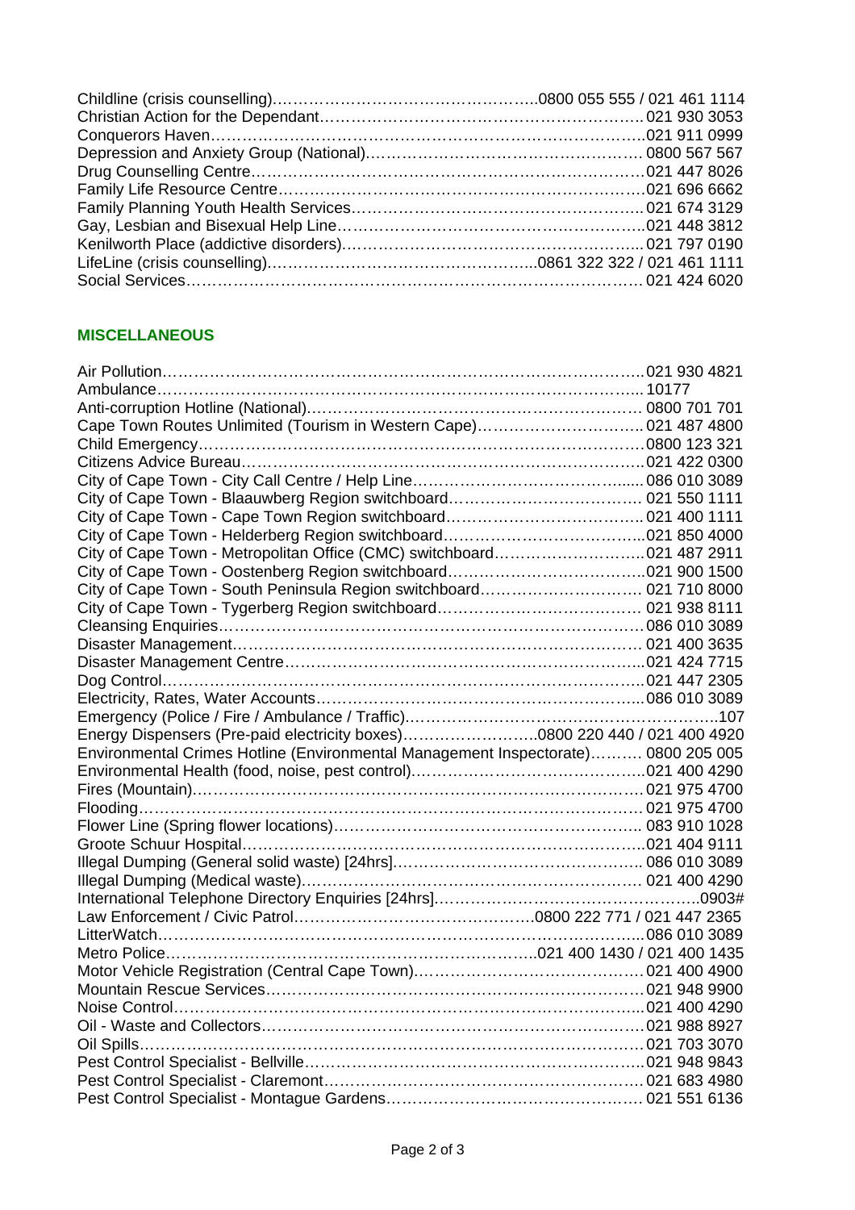Childline (crisis counselling)…………………………………………..0800 055 555 / 021 461 1114
Christian Action for the Dependant……………………………………………………….. 021 930 3053
Conquerors Haven……………………………………………………………………….021 911 0999
Depression and Anxiety Group (National)…………………………………………… 0800 567 567
Drug Counselling Centre……………………………………………………………….021 447 8026
Family Life Resource Centre…………………………………………………………021 696 6662
Family Planning Youth Health Services……………………………………………….. 021 674 3129
Gay, Lesbian and Bisexual Help Line……………………………………………………..021 448 3812
Kenilworth Place (addictive disorders)………………………………………………... 021 797 0190
LifeLine (crisis counselling)……………………………………………...0861 322 322 / 021 461 1111
Social Services………………………………………………………………………… 021 424 6020

### MISCELLANEOUS

Air Pollution…………………………………………………………………………….021 930 4821
Ambulance…………………………………………………………………………….. 10177
Anti-corruption Hotline (National)……………………………………………………… 0800 701 701
Cape Town Routes Unlimited (Tourism in Western Cape)………………………….. 021 487 4800
Child Emergency……………………………………………………………………….0800 123 321
Citizens Advice Bureau………………………………………………………………..021 422 0300
City of Cape Town - City Call Centre / Help Line…………………………………...... 086 010 3089
City of Cape Town - Blaauwberg Region switchboard……………………………… 021 550 1111
City of Cape Town - Cape Town Region switchboard……………………………….. 021 400 1111
City of Cape Town - Helderberg Region switchboard………………………………...021 850 4000
City of Cape Town - Metropolitan Office (CMC) switchboard………………………..021 487 2911
City of Cape Town - Oostenberg Region switchboard………………………………..021 900 1500
City of Cape Town - South Peninsula Region switchboard………………………… 021 710 8000
City of Cape Town - Tygerberg Region switchboard………………………………… 021 938 8111
Cleansing Enquiries…………………………………………………………………….086 010 3089
Disaster Management………………………………………………………………… 021 400 3635
Disaster Management Centre………………………………………………………...021 424 7715
Dog Control……………………………………………………………………………..021 447 2305
Electricity, Rates, Water Accounts…………………………………………………….086 010 3089
Emergency (Police / Fire / Ambulance / Traffic)..…………………………………………………..107
Energy Dispensers (Pre-paid electricity boxes)……………………..0800 220 440 / 021 400 4920
Environmental Crimes Hotline (Environmental Management Inspectorate)………. 0800 205 005
Environmental Health (food, noise, pest control)……………………………………..021 400 4290
Fires (Mountain)………………………………………………………………………..021 975 4700
Flooding………………………………………………………………………………… 021 975 4700
Flower Line (Spring flower locations)………………………………………………….. 083 910 1028
Groote Schuur Hospital………………………………………………………………..021 404 9111
Illegal Dumping (General solid waste) [24hrs]……………………………………….. 086 010 3089
Illegal Dumping (Medical waste)……………………………………………………… 021 400 4290
International Telephone Directory Enquiries [24hrs]…………………………………………..0903#
Law Enforcement / Civic Patrol………………………………………0800 222 771 / 021 447 2365
LitterWatch……………………………………………………………………………....086 010 3089
Metro Police………………………………………………………………..021 400 1430 / 021 400 1435
Motor Vehicle Registration (Central Cape Town)…………………………………… 021 400 4900
Mountain Rescue Services…………………………………………………………… 021 948 9900
Noise Control…………………………………………………………………………....021 400 4290
Oil - Waste and Collectors…………………………………………………………… 021 988 8927
Oil Spills………………………………………………………………………………… 021 703 3070
Pest Control Specialist - Bellville………………………………………………………021 948 9843
Pest Control Specialist - Claremont………………………………………………….. 021 683 4980
Pest Control Specialist - Montague Gardens………………………………………… 021 551 6136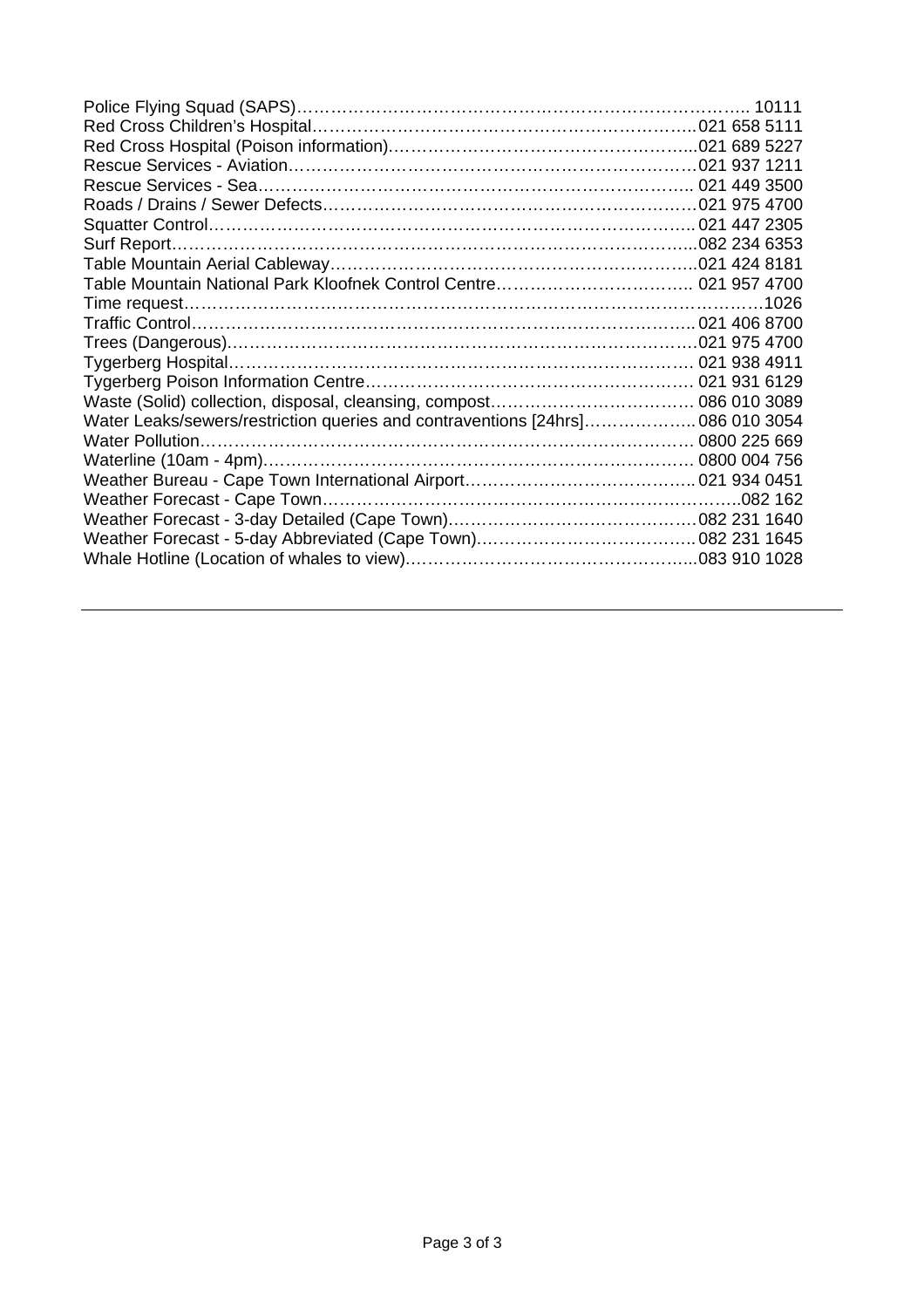Police Flying Squad (SAPS)………………………………………………………………….. 10111
Red Cross Children's Hospital……………………………………………………………..021 658 5111
Red Cross Hospital (Poison information)………………………………………………...021 689 5227
Rescue Services - Aviation…………………………………………………………………021 937 1211
Rescue Services - Sea…………………………………………………………………….. 021 449 3500
Roads / Drains / Sewer Defects……………………………………………………………021 975 4700
Squatter Control…………………………………………………………………………….. 021 447 2305
Surf Report…………………………………………………………………………………...082 234 6353
Table Mountain Aerial Cableway…………………………………………………………..021 424 8181
Table Mountain National Park Kloofnek Control Centre…………………………….. 021 957 4700
Time request………………………………………………………………………………………1026
Traffic Control……………………………………………………………………………….. 021 406 8700
Trees (Dangerous)…………………………………………………………………………..021 975 4700
Tygerberg Hospital…………………………………………………………………………. 021 938 4911
Tygerberg Poison Information Centre…………………………………………………… 021 931 6129
Waste (Solid) collection, disposal, cleansing, compost……………………………… 086 010 3089
Water Leaks/sewers/restriction queries and contraventions [24hrs]……………….. 086 010 3054
Water Pollution……………………………………………………………………………… 0800 225 669
Waterline (10am - 4pm)…………………………………………………………………… 0800 004 756
Weather Bureau - Cape Town International Airport…………………………………... 021 934 0451
Weather Forecast - Cape Town…………………………………………………………...082 162
Weather Forecast - 3-day Detailed (Cape Town)……………………………………….082 231 1640
Weather Forecast - 5-day Abbreviated (Cape Town)………………………………….. 082 231 1645
Whale Hotline (Location of whales to view)……………………………………………...083 910 1028